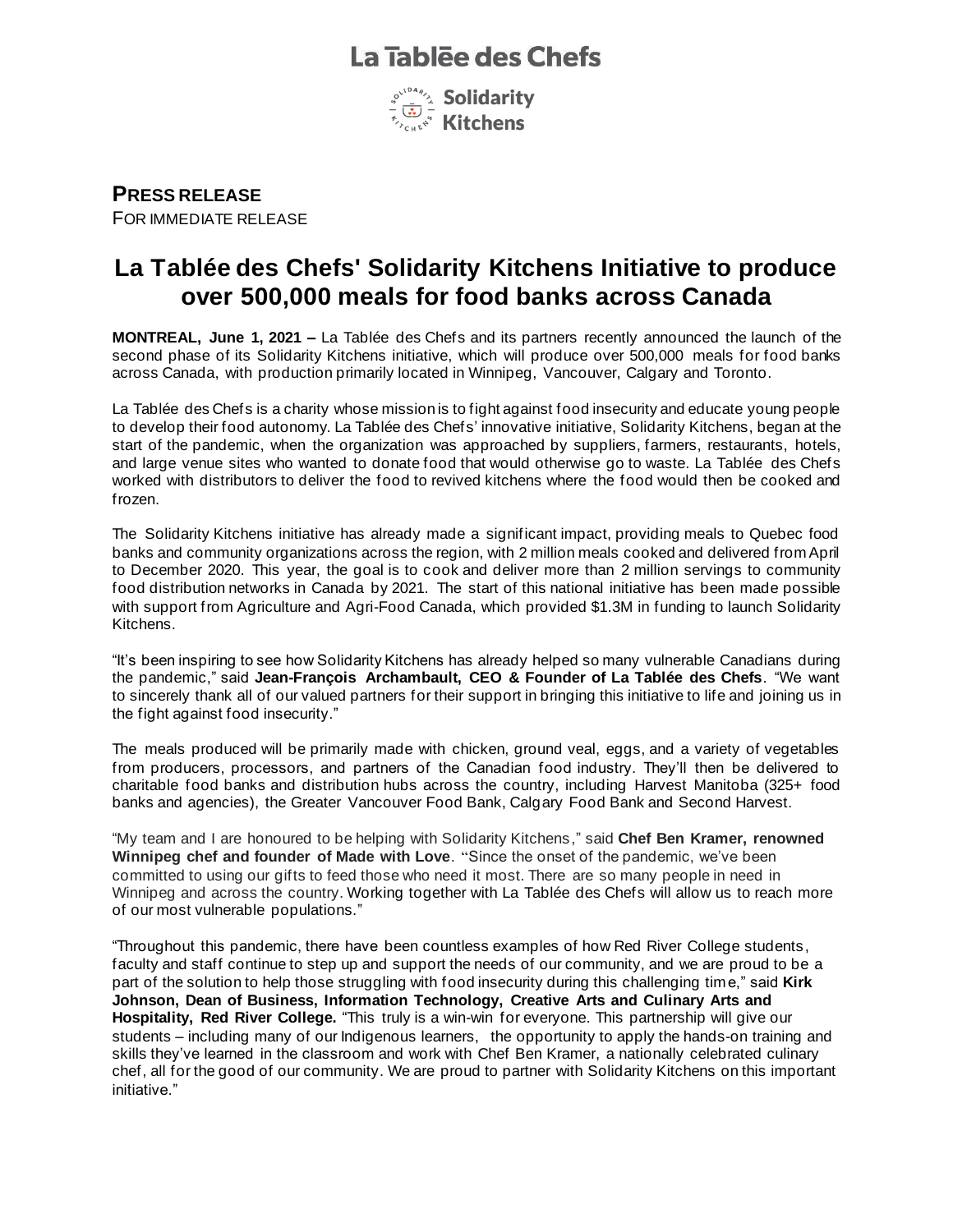La Tablée des Chefs

Solidarity Kitchens

**PRESS RELEASE**

FOR IMMEDIATE RELEASE

# La Tablée des Chefs' Solidarity Kitchens Initiative to produce over 500,000 meals for food banks across Canada

**MONTREAL, June 1, 2021 –** La Tablée des Chefs and its partners recently announced the launch of the second phase of its Solidarity Kitchens initiative, which will produce over 500,000 meals for food banks across Canada, with production primarily located in Winnipeg, Vancouver, Calgary and Toronto.

La Tablée des Chefs is a charity whose mission is to fight against food insecurity and educate young people to develop their food autonomy. La Tablée des Chefs' innovative initiative, Solidarity Kitchens, began at the start of the pandemic, when the organization was approached by suppliers, farmers, restaurants, hotels, and large venue sites who wanted to donate food that would otherwise go to waste. La Tablée des Chefs worked with distributors to deliver the food to revived kitchens where the food would then be cooked and frozen.

The Solidarity Kitchens initiative has already made a significant impact, providing meals to Quebec food banks and community organizations across the region, with 2 million meals cooked and delivered from April to December 2020. This year, the goal is to cook and deliver more than 2 million servings to community food distribution networks in Canada by 2021. The start of this national initiative has been made possible with support from Agriculture and Agri-Food Canada, which provided $1.3M in funding to launch Solidarity Kitchens.

"It's been inspiring to see how Solidarity Kitchens has already helped so many vulnerable Canadians during the pandemic," said **Jean-François Archambault, CEO & Founder of La Tablée des Chefs**. "We want to sincerely thank all of our valued partners for their support in bringing this initiative to life and joining us in the fight against food insecurity."

The meals produced will be primarily made with chicken, ground veal, eggs, and a variety of vegetables from producers, processors, and partners of the Canadian food industry. They'll then be delivered to charitable food banks and distribution hubs across the country, including Harvest Manitoba (325+ food banks and agencies), the Greater Vancouver Food Bank, Calgary Food Bank and Second Harvest.

"My team and I are honoured to be helping with Solidarity Kitchens," said **Chef Ben Kramer, renowned Winnipeg chef and founder of Made with Love**. "Since the onset of the pandemic, we've been committed to using our gifts to feed those who need it most. There are so many people in need in Winnipeg and across the country. Working together with La Tablée des Chefs will allow us to reach more of our most vulnerable populations."

"Throughout this pandemic, there have been countless examples of how Red River College students, faculty and staff continue to step up and support the needs of our community, and we are proud to be a part of the solution to help those struggling with food insecurity during this challenging time," said **Kirk Johnson, Dean of Business, Information Technology, Creative Arts and Culinary Arts and Hospitality, Red River College.** "This truly is a win-win for everyone. This partnership will give our students – including many of our Indigenous learners, the opportunity to apply the hands-on training and skills they've learned in the classroom and work with Chef Ben Kramer, a nationally celebrated culinary chef, all for the good of our community. We are proud to partner with Solidarity Kitchens on this important initiative."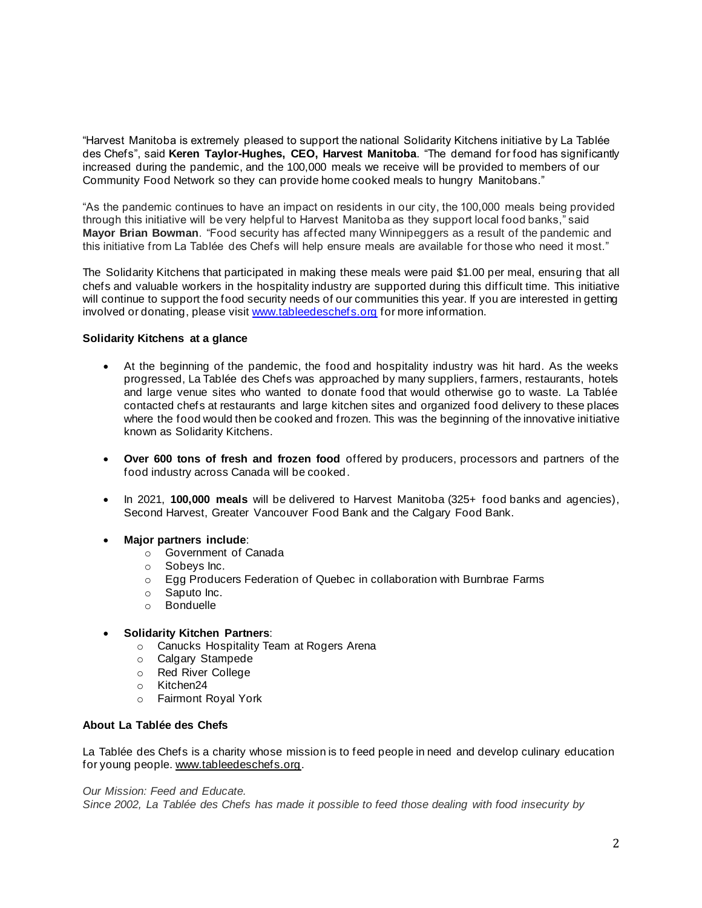"Harvest Manitoba is extremely pleased to support the national Solidarity Kitchens initiative by La Tablée des Chefs", said **Keren Taylor-Hughes, CEO, Harvest Manitoba**. "The demand for food has significantly increased during the pandemic, and the 100,000 meals we receive will be provided to members of our Community Food Network so they can provide home cooked meals to hungry Manitobans."

"As the pandemic continues to have an impact on residents in our city, the 100,000 meals being provided through this initiative will be very helpful to Harvest Manitoba as they support local food banks," said **Mayor Brian Bowman**. "Food security has affected many Winnipeggers as a result of the pandemic and this initiative from La Tablée des Chefs will help ensure meals are available for those who need it most."

The Solidarity Kitchens that participated in making these meals were paid $1.00 per meal, ensuring that all chefs and valuable workers in the hospitality industry are supported during this difficult time. This initiative will continue to support the food security needs of our communities this year. If you are interested in getting involved or donating, please visit [www.tableedeschefs.org](http://www.tableedeschefs.org) for more information.

**Solidarity Kitchens at a glance**

- At the beginning of the pandemic, the food and hospitality industry was hit hard. As the weeks progressed, La Tablée des Chefs was approached by many suppliers, farmers, restaurants, hotels and large venue sites who wanted to donate food that would otherwise go to waste. La Tablée contacted chefs at restaurants and large kitchen sites and organized food delivery to these places where the food would then be cooked and frozen. This was the beginning of the innovative initiative known as Solidarity Kitchens.

- **Over 600 tons of fresh and frozen food** offered by producers, processors and partners of the food industry across Canada will be cooked.

- In 2021, **100,000 meals** will be delivered to Harvest Manitoba (325+ food banks and agencies), Second Harvest, Greater Vancouver Food Bank and the Calgary Food Bank.

- **Major partners include**:
  - Government of Canada
  - Sobeys Inc.
  - Egg Producers Federation of Quebec in collaboration with Burnbrae Farms
  - Saputo Inc.
  - Bonduelle

- **Solidarity Kitchen Partners**:
  - Canucks Hospitality Team at Rogers Arena
  - Calgary Stampede
  - Red River College
  - Kitchen24
  - Fairmont Royal York

**About La Tablée des Chefs**

La Tablée des Chefs is a charity whose mission is to feed people in need and develop culinary education for young people. www.tableedeschefs.org.

*Our Mission: Feed and Educate.*
*Since 2002, La Tablée des Chefs has made it possible to feed those dealing with food insecurity by*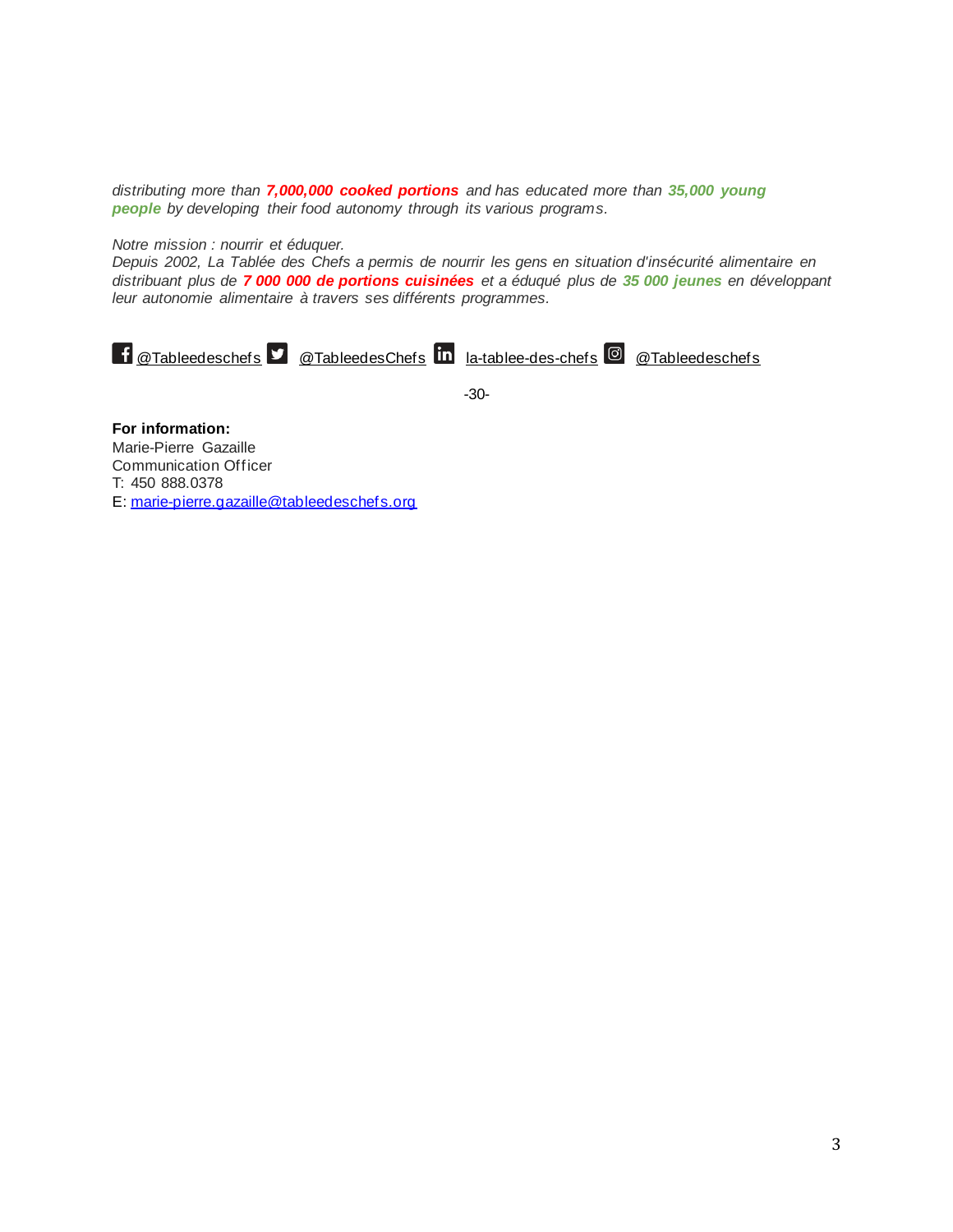*distributing more than* ***7,000,000 cooked portions*** *and has educated more than* ***35,000 young people*** *by developing their food autonomy through its various programs.*

*Notre mission : nourrir et éduquer.*
*Depuis 2002, La Tablée des Chefs a permis de nourrir les gens en situation d'insécurité alimentaire en distribuant plus de* ***7 000 000 de portions cuisinées*** *et a éduqué plus de* ***35 000 jeunes*** *en développant leur autonomie alimentaire à travers ses différents programmes.*

@Tableedeschefs @TableedesChefs la-tablee-des-chefs @Tableedeschefs

-30-

**For information:**
Marie-Pierre Gazaille
Communication Officer
T: 450 888.0378
E: marie-pierre.gazaille@tableedeschefs.org